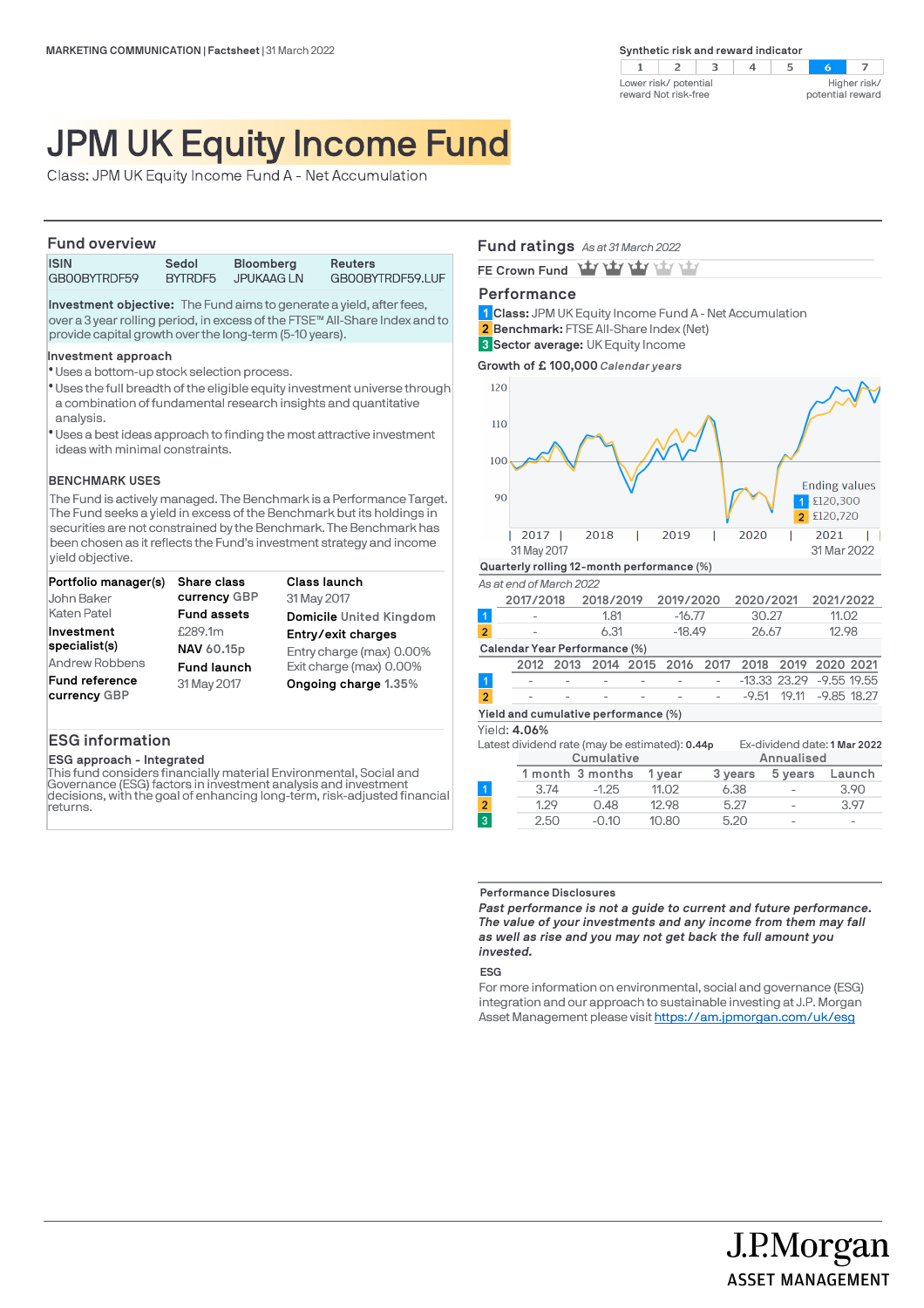MARKETING COMMUNICATION | Factsheet | 31 March 2022

**Synthetic risk and reward indicator**

| 1 | 2 | 3 | 4 | 5 | **6** | 7 |
|---|---|---|---|---|---|---|

Lower risk/ potential reward Not risk-free — Higher risk/ potential reward

# JPM UK Equity Income Fund

Class: JPM UK Equity Income Fund A - Net Accumulation

## Fund overview

| ISIN | Sedol | Bloomberg | Reuters |
|---|---|---|---|
| GB00BYTRDF59 | BYTRDF5 | JPUKAAG LN | GB00BYTRDF59.LUF |

**Investment objective:** The Fund aims to generate a yield, after fees, over a 3 year rolling period, in excess of the FTSE™ All-Share Index and to provide capital growth over the long-term (5-10 years).

**Investment approach**

- Uses a bottom-up stock selection process.
- Uses the full breadth of the eligible equity investment universe through a combination of fundamental research insights and quantitative analysis.
- Uses a best ideas approach to finding the most attractive investment ideas with minimal constraints.

**BENCHMARK USES**

The Fund is actively managed. The Benchmark is a Performance Target. The Fund seeks a yield in excess of the Benchmark but its holdings in securities are not constrained by the Benchmark. The Benchmark has been chosen as it reflects the Fund's investment strategy and income yield objective.

**Portfolio manager(s)**
John Baker
Katen Patel

**Investment specialist(s)**
Andrew Robbens

**Fund reference currency** GBP

**Share class currency** GBP

**Fund assets**
£289.1m

**NAV** 60.15p

**Fund launch**
31 May 2017

**Class launch**
31 May 2017

**Domicile** United Kingdom

**Entry/exit charges**
Entry charge (max) 0.00%
Exit charge (max) 0.00%

**Ongoing charge** 1.35%

## ESG information

**ESG approach - Integrated**

This fund considers financially material Environmental, Social and Governance (ESG) factors in investment analysis and investment decisions, with the goal of enhancing long-term, risk-adjusted financial returns.

## Fund ratings *As at 31 March 2022*

FE Crown Fund: 3 out of 5 crowns

## Performance

1 **Class:** JPM UK Equity Income Fund A - Net Accumulation
2 **Benchmark:** FTSE All-Share Index (Net)
3 **Sector average:** UK Equity Income

**Growth of £ 100,000** *Calendar years*

31 May 2017 – 31 Mar 2022

Ending values
1 £120,300
2 £120,720

**Quarterly rolling 12-month performance (%)**

*As at end of March 2022*

| | 2017/2018 | 2018/2019 | 2019/2020 | 2020/2021 | 2021/2022 |
|---|---|---|---|---|---|
| 1 | - | 1.81 | -16.77 | 30.27 | 11.02 |
| 2 | - | 6.31 | -18.49 | 26.67 | 12.98 |

**Calendar Year Performance (%)**

| | 2012 | 2013 | 2014 | 2015 | 2016 | 2017 | 2018 | 2019 | 2020 | 2021 |
|---|---|---|---|---|---|---|---|---|---|---|
| 1 | - | - | - | - | - | - | -13.33 | 23.29 | -9.55 | 19.55 |
| 2 | - | - | - | - | - | - | -9.51 | 19.11 | -9.85 | 18.27 |

**Yield and cumulative performance (%)**

Yield: **4.06%**

Latest dividend rate (may be estimated): **0.44p**

Ex-dividend date: **1 Mar 2022**

| | Cumulative | | | Annualised | | |
|---|---|---|---|---|---|---|
| | 1 month | 3 months | 1 year | 3 years | 5 years | Launch |
| 1 | 3.74 | -1.25 | 11.02 | 6.38 | - | 3.90 |
| 2 | 1.29 | 0.48 | 12.98 | 5.27 | - | 3.97 |
| 3 | 2.50 | -0.10 | 10.80 | 5.20 | - | - |

**Performance Disclosures**

***Past performance is not a guide to current and future performance. The value of your investments and any income from them may fall as well as rise and you may not get back the full amount you invested.***

**ESG**

For more information on environmental, social and governance (ESG) integration and our approach to sustainable investing at J.P. Morgan Asset Management please visit https://am.jpmorgan.com/uk/esg

J.P.Morgan ASSET MANAGEMENT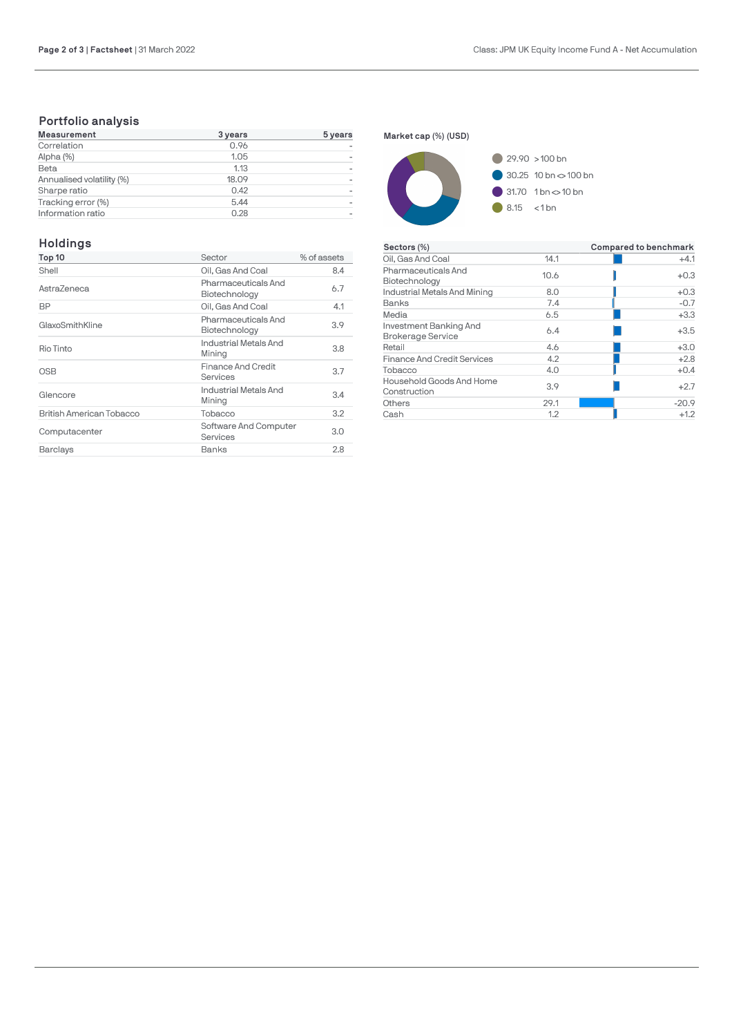## Portfolio analysis

| Measurement | 3 years | 5 years |
|---|---|---|
| Correlation | 0.96 | - |
| Alpha (%) | 1.05 | - |
| Beta | 1.13 | - |
| Annualised volatility (%) | 18.09 | - |
| Sharpe ratio | 0.42 | - |
| Tracking error (%) | 5.44 | - |
| Information ratio | 0.28 | - |

**Market cap (%) (USD)**

| % | Market cap |
|---|---|
| 29.90 | > 100 bn |
| 30.25 | 10 bn <> 100 bn |
| 31.70 | 1 bn <> 10 bn |
| 8.15 | < 1 bn |

## Holdings

| Top 10 | Sector | % of assets |
|---|---|---|
| Shell | Oil, Gas And Coal | 8.4 |
| AstraZeneca | Pharmaceuticals And Biotechnology | 6.7 |
| BP | Oil, Gas And Coal | 4.1 |
| GlaxoSmithKline | Pharmaceuticals And Biotechnology | 3.9 |
| Rio Tinto | Industrial Metals And Mining | 3.8 |
| OSB | Finance And Credit Services | 3.7 |
| Glencore | Industrial Metals And Mining | 3.4 |
| British American Tobacco | Tobacco | 3.2 |
| Computacenter | Software And Computer Services | 3.0 |
| Barclays | Banks | 2.8 |

| Sectors (%) | | Compared to benchmark |
|---|---|---|
| Oil, Gas And Coal | 14.1 | +4.1 |
| Pharmaceuticals And Biotechnology | 10.6 | +0.3 |
| Industrial Metals And Mining | 8.0 | +0.3 |
| Banks | 7.4 | -0.7 |
| Media | 6.5 | +3.3 |
| Investment Banking And Brokerage Service | 6.4 | +3.5 |
| Retail | 4.6 | +3.0 |
| Finance And Credit Services | 4.2 | +2.8 |
| Tobacco | 4.0 | +0.4 |
| Household Goods And Home Construction | 3.9 | +2.7 |
| Others | 29.1 | -20.9 |
| Cash | 1.2 | +1.2 |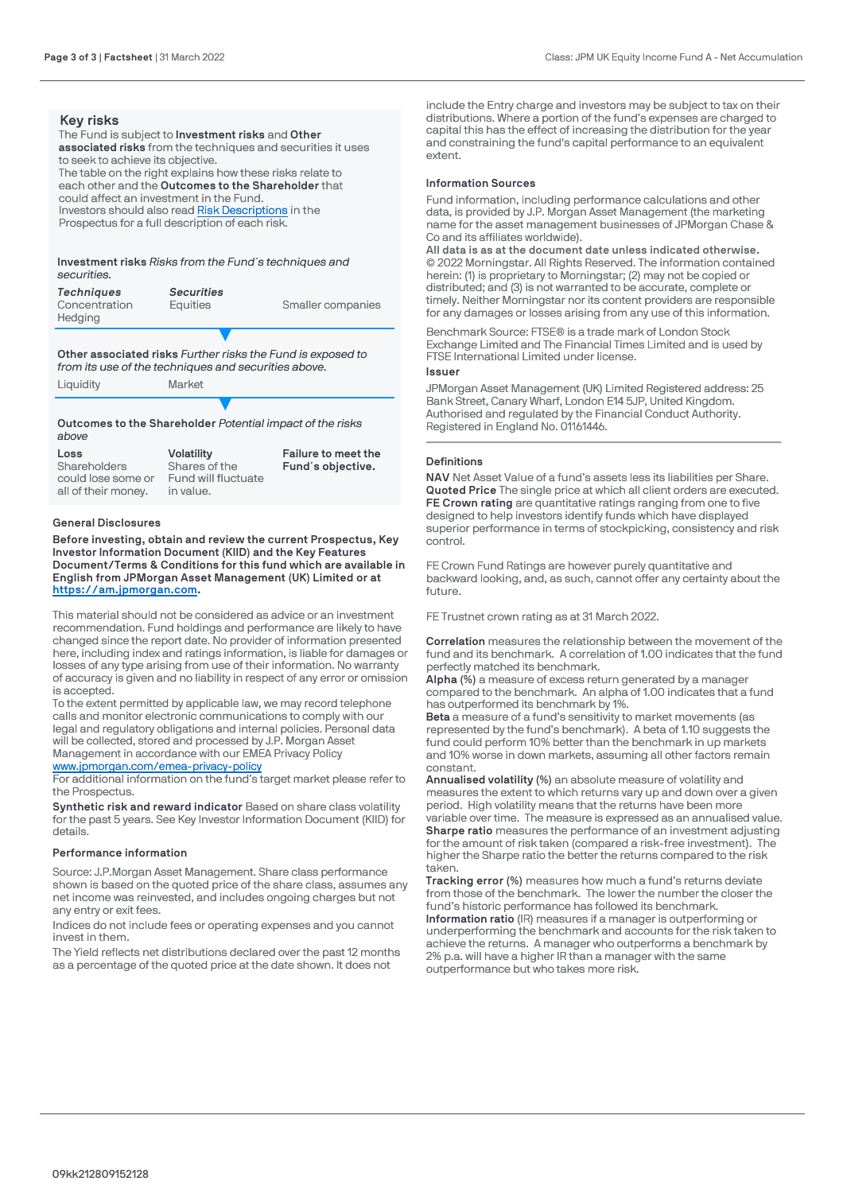## Key risks

The Fund is subject to **Investment risks** and **Other associated risks** from the techniques and securities it uses to seek to achieve its objective.

The table on the right explains how these risks relate to each other and the **Outcomes to the Shareholder** that could affect an investment in the Fund.

Investors should also read Risk Descriptions in the Prospectus for a full description of each risk.

**Investment risks** *Risks from the Fund's techniques and securities.*

| *Techniques* | *Securities* | |
|---|---|---|
| Concentration | Equities | Smaller companies |
| Hedging | | |

**Other associated risks** *Further risks the Fund is exposed to from its use of the techniques and securities above.*

| | |
|---|---|
| Liquidity | Market |

**Outcomes to the Shareholder** *Potential impact of the risks above*

| **Loss** | **Volatility** | **Failure to meet the Fund's objective.** |
|---|---|---|
| Shareholders could lose some or all of their money. | Shares of the Fund will fluctuate in value. | |

### General Disclosures

**Before investing, obtain and review the current Prospectus, Key Investor Information Document (KIID) and the Key Features Document/Terms & Conditions for this fund which are available in English from JPMorgan Asset Management (UK) Limited or at https://am.jpmorgan.com.**

This material should not be considered as advice or an investment recommendation. Fund holdings and performance are likely to have changed since the report date. No provider of information presented here, including index and ratings information, is liable for damages or losses of any type arising from use of their information. No warranty of accuracy is given and no liability in respect of any error or omission is accepted.

To the extent permitted by applicable law, we may record telephone calls and monitor electronic communications to comply with our legal and regulatory obligations and internal policies. Personal data will be collected, stored and processed by J.P. Morgan Asset Management in accordance with our EMEA Privacy Policy www.jpmorgan.com/emea-privacy-policy

For additional information on the fund's target market please refer to the Prospectus.

**Synthetic risk and reward indicator** Based on share class volatility for the past 5 years. See Key Investor Information Document (KIID) for details.

### Performance information

Source: J.P.Morgan Asset Management. Share class performance shown is based on the quoted price of the share class, assumes any net income was reinvested, and includes ongoing charges but not any entry or exit fees.

Indices do not include fees or operating expenses and you cannot invest in them.

The Yield reflects net distributions declared over the past 12 months as a percentage of the quoted price at the date shown. It does not include the Entry charge and investors may be subject to tax on their distributions. Where a portion of the fund's expenses are charged to capital this has the effect of increasing the distribution for the year and constraining the fund's capital performance to an equivalent extent.

### Information Sources

Fund information, including performance calculations and other data, is provided by J.P. Morgan Asset Management (the marketing name for the asset management businesses of JPMorgan Chase & Co and its affiliates worldwide).

**All data is as at the document date unless indicated otherwise.**

© 2022 Morningstar. All Rights Reserved. The information contained herein: (1) is proprietary to Morningstar; (2) may not be copied or distributed; and (3) is not warranted to be accurate, complete or timely. Neither Morningstar nor its content providers are responsible for any damages or losses arising from any use of this information.

Benchmark Source: FTSE® is a trade mark of London Stock Exchange Limited and The Financial Times Limited and is used by FTSE International Limited under license.

### Issuer

JPMorgan Asset Management (UK) Limited Registered address: 25 Bank Street, Canary Wharf, London E14 5JP, United Kingdom. Authorised and regulated by the Financial Conduct Authority. Registered in England No. 01161446.

### Definitions

**NAV** Net Asset Value of a fund's assets less its liabilities per Share.

**Quoted Price** The single price at which all client orders are executed.

**FE Crown rating** are quantitative ratings ranging from one to five designed to help investors identify funds which have displayed superior performance in terms of stockpicking, consistency and risk control.

FE Crown Fund Ratings are however purely quantitative and backward looking, and, as such, cannot offer any certainty about the future.

FE Trustnet crown rating as at 31 March 2022.

**Correlation** measures the relationship between the movement of the fund and its benchmark. A correlation of 1.00 indicates that the fund perfectly matched its benchmark.

**Alpha** (%) a measure of excess return generated by a manager compared to the benchmark. An alpha of 1.00 indicates that a fund has outperformed its benchmark by 1%.

**Beta** a measure of a fund's sensitivity to market movements (as represented by the fund's benchmark). A beta of 1.10 suggests the fund could perform 10% better than the benchmark in up markets and 10% worse in down markets, assuming all other factors remain constant.

**Annualised volatility (%)** an absolute measure of volatility and measures the extent to which returns vary up and down over a given period. High volatility means that the returns have been more variable over time. The measure is expressed as an annualised value.

**Sharpe ratio** measures the performance of an investment adjusting for the amount of risk taken (compared a risk-free investment). The higher the Sharpe ratio the better the returns compared to the risk taken.

**Tracking error** (%) measures how much a fund's returns deviate from those of the benchmark. The lower the number the closer the fund's historic performance has followed its benchmark.

**Information ratio** (IR) measures if a manager is outperforming or underperforming the benchmark and accounts for the risk taken to achieve the returns. A manager who outperforms a benchmark by 2% p.a. will have a higher IR than a manager with the same outperformance but who takes more risk.

09kk212809152128